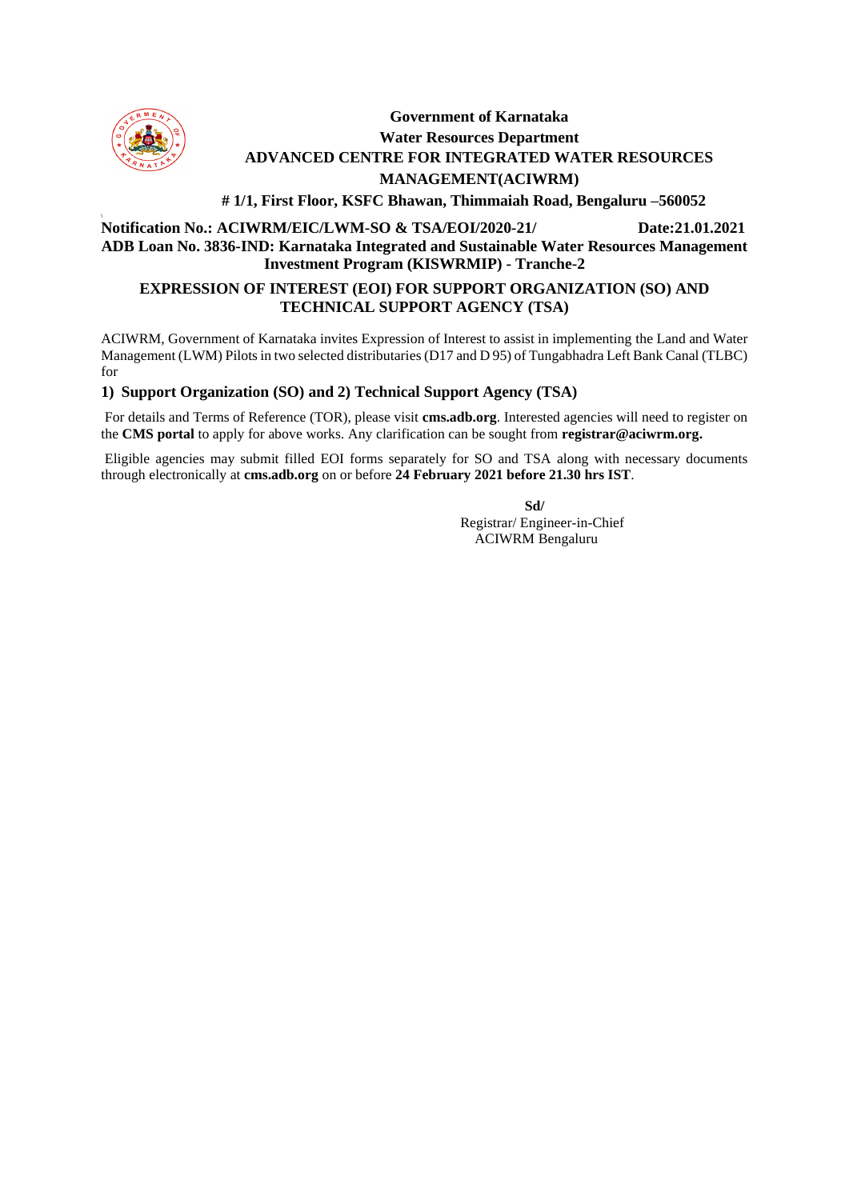**Government of Karnataka**

**Water Resources Department**

**ADVANCED CENTRE FOR INTEGRATED WATER RESOURCES MANAGEMENT(ACIWRM)**

**# 1/1, First Floor, KSFC Bhawan, Thimmaiah Road, Bengaluru –560052**

**Notification No.: ACIWRM/EIC/LWM-SO & TSA/EOI/2020-21/ Date:21.01.2021**

**ADB Loan No. 3836-IND: Karnataka Integrated and Sustainable Water Resources Management Investment Program (KISWRMIP) - Tranche-2**

## EXPRESSION OF INTEREST (EOI) FOR SUPPORT ORGANIZATION (SO) AND TECHNICAL SUPPORT AGENCY (TSA)

ACIWRM, Government of Karnataka invites Expression of Interest to assist in implementing the Land and Water Management (LWM) Pilots in two selected distributaries (D17 and D 95) of Tungabhadra Left Bank Canal (TLBC) for

**1) Support Organization (SO) and 2) Technical Support Agency (TSA)**

For details and Terms of Reference (TOR), please visit **cms.adb.org**. Interested agencies will need to register on the **CMS portal** to apply for above works. Any clarification can be sought from **registrar@aciwrm.org.**

Eligible agencies may submit filled EOI forms separately for SO and TSA along with necessary documents through electronically at **cms.adb.org** on or before **24 February 2021 before 21.30 hrs IST**.

**Sd/**

Registrar/ Engineer-in-Chief

ACIWRM Bengaluru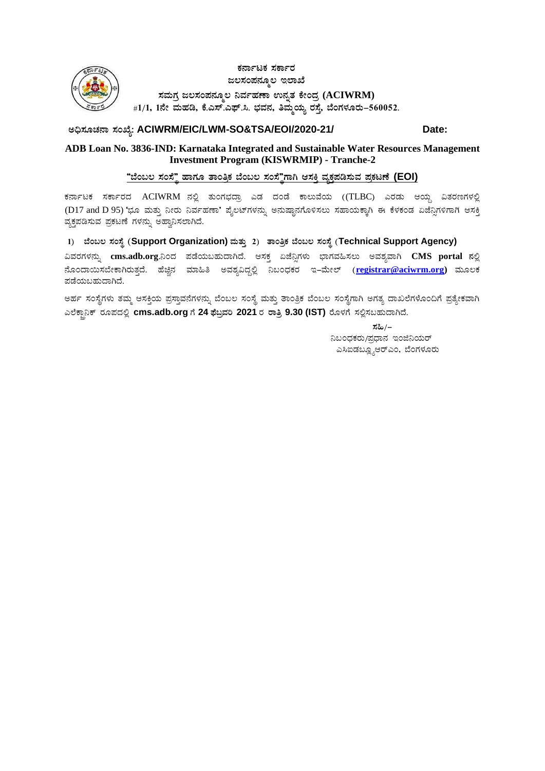**ಕರ್ನಾಟಕ ಸರ್ಕಾರ**

**ಜಲಸಂಪನ್ಮೂಲ ಇಲಾಖೆ**

**ಸಮಗ್ರ ಜಲಸಂಪನ್ಮೂಲ ನಿರ್ವಹಣಾ ಉನ್ನತ ಕೇಂದ್ರ (ACIWRM)**

**#1/1, 1ನೇ ಮಹಡಿ, ಕೆ.ಎಸ್.ಎಫ್.ಸಿ. ಭವನ, ತಿಮ್ಮಯ್ಯ ರಸ್ತೆ, ಬೆಂಗಳೂರು–560052.**

**ಅಧಿಸೂಚನಾ ಸಂಖ್ಯೆ: ACIWRM/EIC/LWM-SO&TSA/EOI/2020-21/** **Date:**

**ADB Loan No. 3836-IND: Karnataka Integrated and Sustainable Water Resources Management Investment Program (KISWRMIP) - Tranche-2**

**"ಬೆಂಬಲ ಸಂಸ್ಥೆ" ಹಾಗೂ ತಾಂತ್ರಿಕ ಬೆಂಬಲ ಸಂಸ್ಥೆ"ಗಾಗಿ ಆಸಕ್ತಿ ವ್ಯಕ್ತಪಡಿಸುವ ಪ್ರಕಟಣೆ (EOI)**

ಕರ್ನಾಟಕ ಸರ್ಕಾರದ ACIWRM ನಲ್ಲಿ ತುಂಗಭದ್ರಾ ಎಡ ದಂಡೆ ಕಾಲುವೆಯ ((TLBC) ಎರಡು ಆಯ್ದ ವಿತರಣಗಳಲ್ಲಿ (D17 and D 95) 'ಭೂ ಮತ್ತು ನೀರು ನಿರ್ವಹಣಾ' ಪೈಲಟ್‌ಗಳನ್ನು ಅನುಷ್ಠಾನಗೊಳಿಸಲು ಸಹಾಯಕ್ಕಾಗಿ ಈ ಕೆಳಕಂಡ ಏಜೆನ್ಸಿಗಳಿಗಾಗಿ ಆಸಕ್ತಿ ವ್ಯಕ್ತಪಡಿಸುವ ಪ್ರಕಟಣೆ ಗಳನ್ನು ಅಹ್ವಾನಿಸಲಾಗಿದೆ.

**1) ಬೆಂಬಲ ಸಂಸ್ಥೆ (Support Organization) ಮತ್ತು 2) ತಾಂತ್ರಿಕ ಬೆಂಬಲ ಸಂಸ್ಥೆ (Technical Support Agency)**

ವಿವರಗಳನ್ನು **cms.adb.org**.ನಿಂದ ಪಡೆಯಬಹುದಾಗಿದೆ. ಆಸಕ್ತ ಏಜೆನ್ಸಿಗಳು ಭಾಗವಹಿಸಲು ಅವಶ್ಯವಾಗಿ **CMS portal** ನಲ್ಲಿ ನೊಂದಾಯಿಸಬೇಕಾಗಿರುತ್ತದೆ. ಹೆಚ್ಚಿನ ಮಾಹಿತಿ ಅವಶ್ಯವಿದ್ದಲ್ಲಿ ನಿಬಂಧಕರ ಇ–ಮೇಲ್ (**registrar@aciwrm.org**) ಮೂಲಕ ಪಡೆಯಬಹುದಾಗಿದೆ.

ಅರ್ಹ ಸಂಸ್ಥೆಗಳು ತಮ್ಮ ಆಸಕ್ತಿಯ ಪ್ರಸ್ತಾವನೆಗಳನ್ನು ಬೆಂಬಲ ಸಂಸ್ಥೆ ಮತ್ತು ತಾಂತ್ರಿಕ ಬೆಂಬಲ ಸಂಸ್ಥೆಗಾಗಿ ಅಗತ್ಯ ದಾಖಲೆಗಳೊಂದಿಗೆ ಪ್ರತ್ಯೇಕವಾಗಿ ಎಲೆಕ್ಟ್ರಾನಿಕ್ ರೂಪದಲ್ಲಿ **cms.adb.org** ಗೆ **24 ಫೆಬ್ರವರಿ 2021** ರ **ರಾತ್ರಿ 9.30 (IST)** ರೊಳಗೆ ಸಲ್ಲಿಸಬಹುದಾಗಿದೆ.

ಸಹಿ/–

ನಿಬಂಧಕರು/ಪ್ರಧಾನ ಇಂಜಿನಿಯರ್

ಎಸಿಐಡಬ್ಲ್ಯೂಆರ್‌ಎಂ, ಬೆಂಗಳೂರು